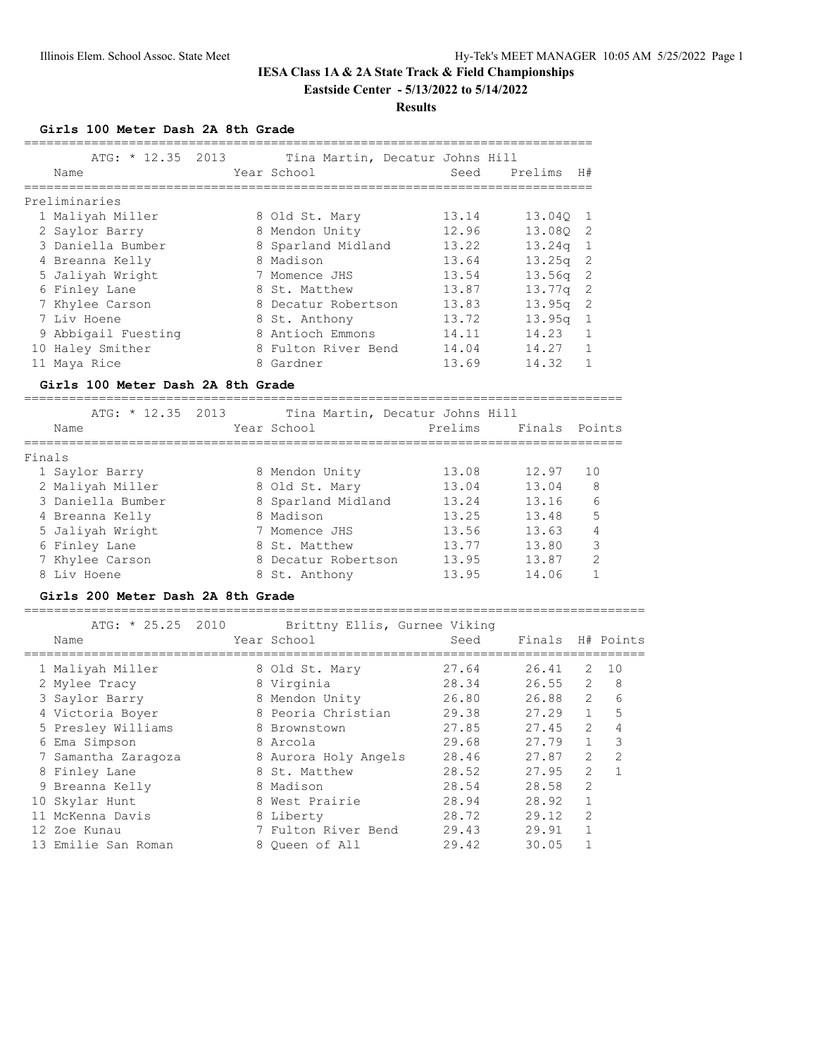# IESA Class 1A & 2A State Track & Field Championships

**Eastside Center - 5/13/2022 to 5/14/2022**

**Results**

### Girls 100 Meter Dash 2A 8th Grade

ATG: * 12.35 2013 Tina Martin, Decatur Johns Hill

**Preliminaries**

| | Name | Year | School | Seed | Prelims | H# |
|---|---|---|---|---|---|---|
| 1 | Maliyah Miller | 8 | Old St. Mary | 13.14 | 13.04Q | 1 |
| 2 | Saylor Barry | 8 | Mendon Unity | 12.96 | 13.08Q | 2 |
| 3 | Daniella Bumber | 8 | Sparland Midland | 13.22 | 13.24q | 1 |
| 4 | Breanna Kelly | 8 | Madison | 13.64 | 13.25q | 2 |
| 5 | Jaliyah Wright | 7 | Momence JHS | 13.54 | 13.56q | 2 |
| 6 | Finley Lane | 8 | St. Matthew | 13.87 | 13.77q | 2 |
| 7 | Khylee Carson | 8 | Decatur Robertson | 13.83 | 13.95q | 2 |
| 7 | Liv Hoene | 8 | St. Anthony | 13.72 | 13.95q | 1 |
| 9 | Abbigail Fuesting | 8 | Antioch Emmons | 14.11 | 14.23 | 1 |
| 10 | Haley Smither | 8 | Fulton River Bend | 14.04 | 14.27 | 1 |
| 11 | Maya Rice | 8 | Gardner | 13.69 | 14.32 | 1 |

### Girls 100 Meter Dash 2A 8th Grade

ATG: * 12.35 2013 Tina Martin, Decatur Johns Hill

**Finals**

| | Name | Year | School | Prelims | Finals | Points |
|---|---|---|---|---|---|---|
| 1 | Saylor Barry | 8 | Mendon Unity | 13.08 | 12.97 | 10 |
| 2 | Maliyah Miller | 8 | Old St. Mary | 13.04 | 13.04 | 8 |
| 3 | Daniella Bumber | 8 | Sparland Midland | 13.24 | 13.16 | 6 |
| 4 | Breanna Kelly | 8 | Madison | 13.25 | 13.48 | 5 |
| 5 | Jaliyah Wright | 7 | Momence JHS | 13.56 | 13.63 | 4 |
| 6 | Finley Lane | 8 | St. Matthew | 13.77 | 13.80 | 3 |
| 7 | Khylee Carson | 8 | Decatur Robertson | 13.95 | 13.87 | 2 |
| 8 | Liv Hoene | 8 | St. Anthony | 13.95 | 14.06 | 1 |

### Girls 200 Meter Dash 2A 8th Grade

ATG: * 25.25 2010 Brittny Ellis, Gurnee Viking

| | Name | Year | School | Seed | Finals | H# | Points |
|---|---|---|---|---|---|---|---|
| 1 | Maliyah Miller | 8 | Old St. Mary | 27.64 | 26.41 | 2 | 10 |
| 2 | Mylee Tracy | 8 | Virginia | 28.34 | 26.55 | 2 | 8 |
| 3 | Saylor Barry | 8 | Mendon Unity | 26.80 | 26.88 | 2 | 6 |
| 4 | Victoria Boyer | 8 | Peoria Christian | 29.38 | 27.29 | 1 | 5 |
| 5 | Presley Williams | 8 | Brownstown | 27.85 | 27.45 | 2 | 4 |
| 6 | Ema Simpson | 8 | Arcola | 29.68 | 27.79 | 1 | 3 |
| 7 | Samantha Zaragoza | 8 | Aurora Holy Angels | 28.46 | 27.87 | 2 | 2 |
| 8 | Finley Lane | 8 | St. Matthew | 28.52 | 27.95 | 2 | 1 |
| 9 | Breanna Kelly | 8 | Madison | 28.54 | 28.58 | 2 | |
| 10 | Skylar Hunt | 8 | West Prairie | 28.94 | 28.92 | 1 | |
| 11 | McKenna Davis | 8 | Liberty | 28.72 | 29.12 | 2 | |
| 12 | Zoe Kunau | 7 | Fulton River Bend | 29.43 | 29.91 | 1 | |
| 13 | Emilie San Roman | 8 | Queen of All | 29.42 | 30.05 | 1 | |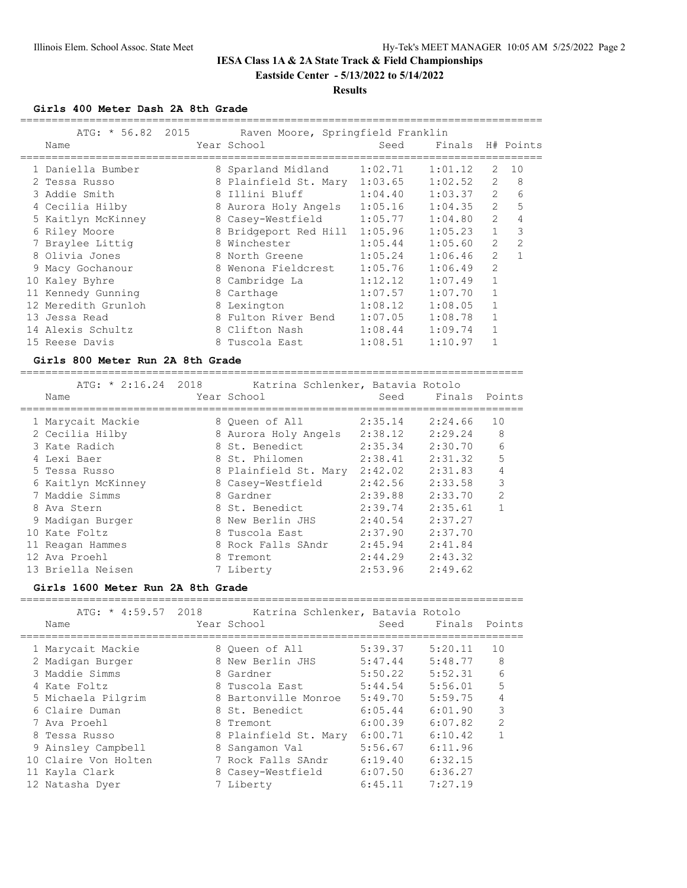# IESA Class 1A & 2A State Track & Field Championships

**Eastside Center - 5/13/2022 to 5/14/2022**

**Results**

### Girls 400 Meter Dash 2A 8th Grade

ATG: * 56.82 2015 Raven Moore, Springfield Franklin

| Place | Name | Year | School | Seed | Finals | H# | Points |
|---|---|---|---|---|---|---|---|
| 1 | Daniella Bumber | 8 | Sparland Midland | 1:02.71 | 1:01.12 | 2 | 10 |
| 2 | Tessa Russo | 8 | Plainfield St. Mary | 1:03.65 | 1:02.52 | 2 | 8 |
| 3 | Addie Smith | 8 | Illini Bluff | 1:04.40 | 1:03.37 | 2 | 6 |
| 4 | Cecilia Hilby | 8 | Aurora Holy Angels | 1:05.16 | 1:04.35 | 2 | 5 |
| 5 | Kaitlyn McKinney | 8 | Casey-Westfield | 1:05.77 | 1:04.80 | 2 | 4 |
| 6 | Riley Moore | 8 | Bridgeport Red Hill | 1:05.96 | 1:05.23 | 1 | 3 |
| 7 | Braylee Littig | 8 | Winchester | 1:05.44 | 1:05.60 | 2 | 2 |
| 8 | Olivia Jones | 8 | North Greene | 1:05.24 | 1:06.46 | 2 | 1 |
| 9 | Macy Gochanour | 8 | Wenona Fieldcrest | 1:05.76 | 1:06.49 | 2 | |
| 10 | Kaley Byhre | 8 | Cambridge La | 1:12.12 | 1:07.49 | 1 | |
| 11 | Kennedy Gunning | 8 | Carthage | 1:07.57 | 1:07.70 | 1 | |
| 12 | Meredith Grunloh | 8 | Lexington | 1:08.12 | 1:08.05 | 1 | |
| 13 | Jessa Read | 8 | Fulton River Bend | 1:07.05 | 1:08.78 | 1 | |
| 14 | Alexis Schultz | 8 | Clifton Nash | 1:08.44 | 1:09.74 | 1 | |
| 15 | Reese Davis | 8 | Tuscola East | 1:08.51 | 1:10.97 | 1 | |

### Girls 800 Meter Run 2A 8th Grade

ATG: * 2:16.24 2018 Katrina Schlenker, Batavia Rotolo

| Place | Name | Year | School | Seed | Finals | Points |
|---|---|---|---|---|---|---|
| 1 | Marycait Mackie | 8 | Queen of All | 2:35.14 | 2:24.66 | 10 |
| 2 | Cecilia Hilby | 8 | Aurora Holy Angels | 2:38.12 | 2:29.24 | 8 |
| 3 | Kate Radich | 8 | St. Benedict | 2:35.34 | 2:30.70 | 6 |
| 4 | Lexi Baer | 8 | St. Philomen | 2:38.41 | 2:31.32 | 5 |
| 5 | Tessa Russo | 8 | Plainfield St. Mary | 2:42.02 | 2:31.83 | 4 |
| 6 | Kaitlyn McKinney | 8 | Casey-Westfield | 2:42.56 | 2:33.58 | 3 |
| 7 | Maddie Simms | 8 | Gardner | 2:39.88 | 2:33.70 | 2 |
| 8 | Ava Stern | 8 | St. Benedict | 2:39.74 | 2:35.61 | 1 |
| 9 | Madigan Burger | 8 | New Berlin JHS | 2:40.54 | 2:37.27 | |
| 10 | Kate Foltz | 8 | Tuscola East | 2:37.90 | 2:37.70 | |
| 11 | Reagan Hammes | 8 | Rock Falls SAndr | 2:45.94 | 2:41.84 | |
| 12 | Ava Proehl | 8 | Tremont | 2:44.29 | 2:43.32 | |
| 13 | Briella Neisen | 7 | Liberty | 2:53.96 | 2:49.62 | |

### Girls 1600 Meter Run 2A 8th Grade

ATG: * 4:59.57 2018 Katrina Schlenker, Batavia Rotolo

| Place | Name | Year | School | Seed | Finals | Points |
|---|---|---|---|---|---|---|
| 1 | Marycait Mackie | 8 | Queen of All | 5:39.37 | 5:20.11 | 10 |
| 2 | Madigan Burger | 8 | New Berlin JHS | 5:47.44 | 5:48.77 | 8 |
| 3 | Maddie Simms | 8 | Gardner | 5:50.22 | 5:52.31 | 6 |
| 4 | Kate Foltz | 8 | Tuscola East | 5:44.54 | 5:56.01 | 5 |
| 5 | Michaela Pilgrim | 8 | Bartonville Monroe | 5:49.70 | 5:59.75 | 4 |
| 6 | Claire Duman | 8 | St. Benedict | 6:05.44 | 6:01.90 | 3 |
| 7 | Ava Proehl | 8 | Tremont | 6:00.39 | 6:07.82 | 2 |
| 8 | Tessa Russo | 8 | Plainfield St. Mary | 6:00.71 | 6:10.42 | 1 |
| 9 | Ainsley Campbell | 8 | Sangamon Val | 5:56.67 | 6:11.96 | |
| 10 | Claire Von Holten | 7 | Rock Falls SAndr | 6:19.40 | 6:32.15 | |
| 11 | Kayla Clark | 8 | Casey-Westfield | 6:07.50 | 6:36.27 | |
| 12 | Natasha Dyer | 7 | Liberty | 6:45.11 | 7:27.19 | |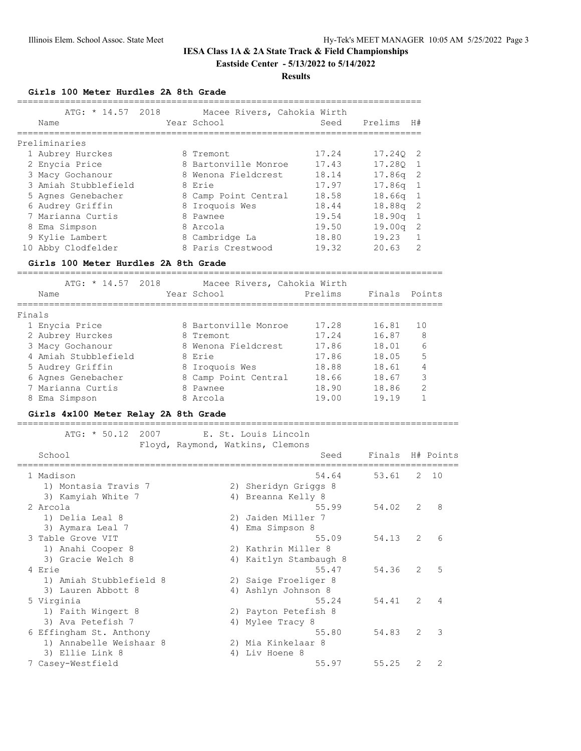# IESA Class 1A & 2A State Track & Field Championships

**Eastside Center - 5/13/2022 to 5/14/2022**

**Results**

### Girls 100 Meter Hurdles 2A 8th Grade

ATG: * 14.57 2018 Macee Rivers, Cahokia Wirth

**Preliminaries**

| Place | Name | Year | School | Seed | Prelims | H# |
|---|---|---|---|---|---|---|
| 1 | Aubrey Hurckes | 8 | Tremont | 17.24 | 17.24Q | 2 |
| 2 | Enycia Price | 8 | Bartonville Monroe | 17.43 | 17.28Q | 1 |
| 3 | Macy Gochanour | 8 | Wenona Fieldcrest | 18.14 | 17.86q | 2 |
| 3 | Amiah Stubblefield | 8 | Erie | 17.97 | 17.86q | 1 |
| 5 | Agnes Genebacher | 8 | Camp Point Central | 18.58 | 18.66q | 1 |
| 6 | Audrey Griffin | 8 | Iroquois Wes | 18.44 | 18.88q | 2 |
| 7 | Marianna Curtis | 8 | Pawnee | 19.54 | 18.90q | 1 |
| 8 | Ema Simpson | 8 | Arcola | 19.50 | 19.00q | 2 |
| 9 | Kylie Lambert | 8 | Cambridge La | 18.80 | 19.23 | 1 |
| 10 | Abby Clodfelder | 8 | Paris Crestwood | 19.32 | 20.63 | 2 |

### Girls 100 Meter Hurdles 2A 8th Grade

ATG: * 14.57 2018 Macee Rivers, Cahokia Wirth

**Finals**

| Place | Name | Year | School | Prelims | Finals | Points |
|---|---|---|---|---|---|---|
| 1 | Enycia Price | 8 | Bartonville Monroe | 17.28 | 16.81 | 10 |
| 2 | Aubrey Hurckes | 8 | Tremont | 17.24 | 16.87 | 8 |
| 3 | Macy Gochanour | 8 | Wenona Fieldcrest | 17.86 | 18.01 | 6 |
| 4 | Amiah Stubblefield | 8 | Erie | 17.86 | 18.05 | 5 |
| 5 | Audrey Griffin | 8 | Iroquois Wes | 18.88 | 18.61 | 4 |
| 6 | Agnes Genebacher | 8 | Camp Point Central | 18.66 | 18.67 | 3 |
| 7 | Marianna Curtis | 8 | Pawnee | 18.90 | 18.86 | 2 |
| 8 | Ema Simpson | 8 | Arcola | 19.00 | 19.19 | 1 |

### Girls 4x100 Meter Relay 2A 8th Grade

ATG: * 50.12 2007 E. St. Louis Lincoln
Floyd, Raymond, Watkins, Clemons

| Place | School | Seed | Finals | H# | Points |
|---|---|---|---|---|---|
| 1 | Madison | 54.64 | 53.61 | 2 | 10 |
| | 1) Montasia Travis 7, 2) Sheridyn Griggs 8, 3) Kamyiah White 7, 4) Breanna Kelly 8 | | | | |
| 2 | Arcola | 55.99 | 54.02 | 2 | 8 |
| | 1) Delia Leal 8, 2) Jaiden Miller 7, 3) Aymara Leal 7, 4) Ema Simpson 8 | | | | |
| 3 | Table Grove VIT | 55.09 | 54.13 | 2 | 6 |
| | 1) Anahi Cooper 8, 2) Kathrin Miller 8, 3) Gracie Welch 8, 4) Kaitlyn Stambaugh 8 | | | | |
| 4 | Erie | 55.47 | 54.36 | 2 | 5 |
| | 1) Amiah Stubblefield 8, 2) Saige Froeliger 8, 3) Lauren Abbott 8, 4) Ashlyn Johnson 8 | | | | |
| 5 | Virginia | 55.24 | 54.41 | 2 | 4 |
| | 1) Faith Wingert 8, 2) Payton Petefish 8, 3) Ava Petefish 7, 4) Mylee Tracy 8 | | | | |
| 6 | Effingham St. Anthony | 55.80 | 54.83 | 2 | 3 |
| | 1) Annabelle Weishaar 8, 2) Mia Kinkelaar 8, 3) Ellie Link 8, 4) Liv Hoene 8 | | | | |
| 7 | Casey-Westfield | 55.97 | 55.25 | 2 | 2 |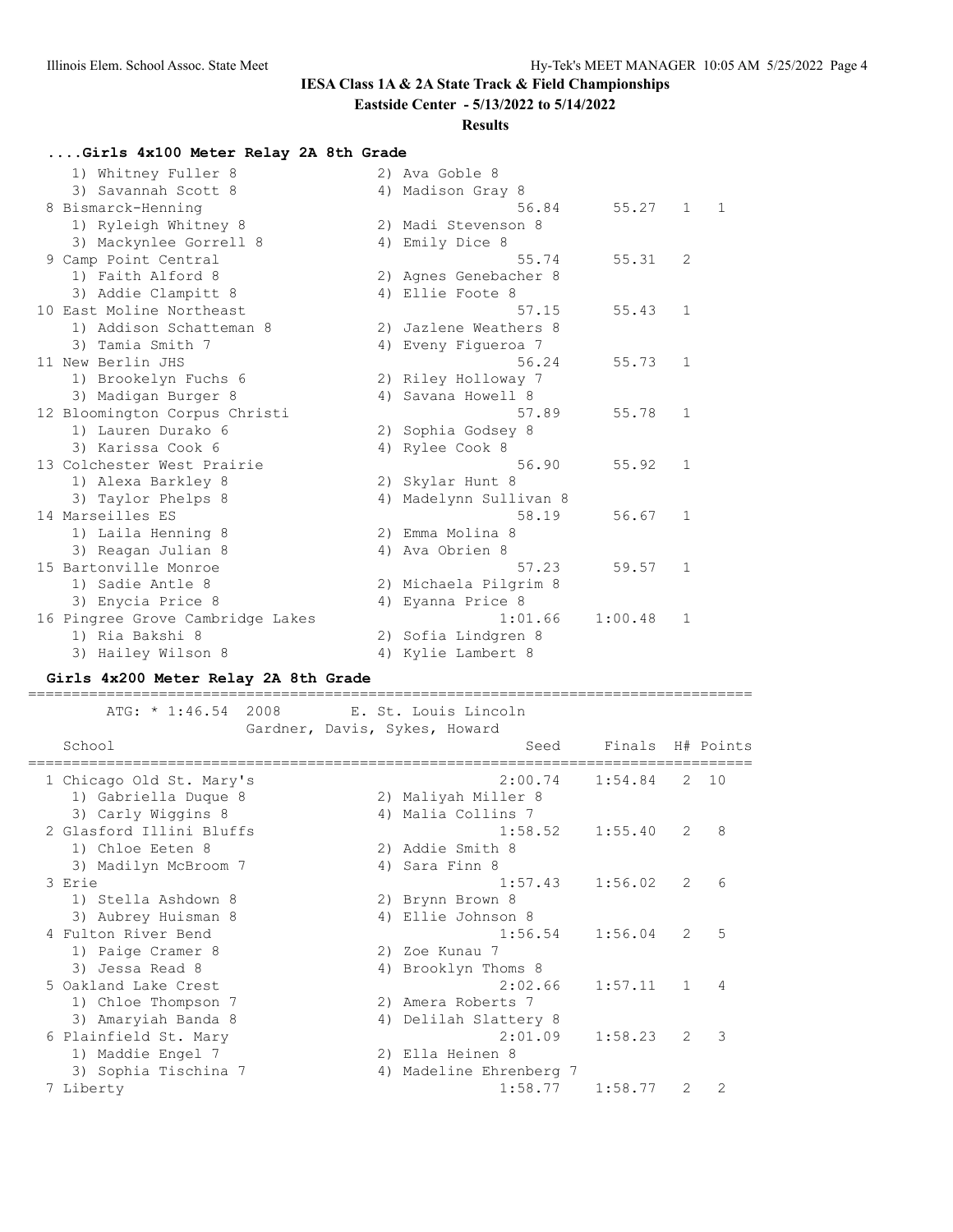# IESA Class 1A & 2A State Track & Field Championships

**Eastside Center - 5/13/2022 to 5/14/2022**

**Results**

### ....Girls 4x100 Meter Relay 2A 8th Grade

| Place | School | Seed | Finals | H# | Points |
|---|---|---|---|---|---|
| | 1) Whitney Fuller 8; 2) Ava Goble 8; 3) Savannah Scott 8; 4) Madison Gray 8 | | | | |
| 8 | Bismarck-Henning | 56.84 | 55.27 | 1 | 1 |
| | 1) Ryleigh Whitney 8; 2) Madi Stevenson 8; 3) Mackynlee Gorrell 8; 4) Emily Dice 8 | | | | |
| 9 | Camp Point Central | 55.74 | 55.31 | 2 | |
| | 1) Faith Alford 8; 2) Agnes Genebacher 8; 3) Addie Clampitt 8; 4) Ellie Foote 8 | | | | |
| 10 | East Moline Northeast | 57.15 | 55.43 | 1 | |
| | 1) Addison Schatteman 8; 2) Jazlene Weathers 8; 3) Tamia Smith 7; 4) Eveny Figueroa 7 | | | | |
| 11 | New Berlin JHS | 56.24 | 55.73 | 1 | |
| | 1) Brookelyn Fuchs 6; 2) Riley Holloway 7; 3) Madigan Burger 8; 4) Savana Howell 8 | | | | |
| 12 | Bloomington Corpus Christi | 57.89 | 55.78 | 1 | |
| | 1) Lauren Durako 6; 2) Sophia Godsey 8; 3) Karissa Cook 6; 4) Rylee Cook 8 | | | | |
| 13 | Colchester West Prairie | 56.90 | 55.92 | 1 | |
| | 1) Alexa Barkley 8; 2) Skylar Hunt 8; 3) Taylor Phelps 8; 4) Madelynn Sullivan 8 | | | | |
| 14 | Marseilles ES | 58.19 | 56.67 | 1 | |
| | 1) Laila Henning 8; 2) Emma Molina 8; 3) Reagan Julian 8; 4) Ava Obrien 8 | | | | |
| 15 | Bartonville Monroe | 57.23 | 59.57 | 1 | |
| | 1) Sadie Antle 8; 2) Michaela Pilgrim 8; 3) Enycia Price 8; 4) Eyanna Price 8 | | | | |
| 16 | Pingree Grove Cambridge Lakes | 1:01.66 | 1:00.48 | 1 | |
| | 1) Ria Bakshi 8; 2) Sofia Lindgren 8; 3) Hailey Wilson 8; 4) Kylie Lambert 8 | | | | |

### Girls 4x200 Meter Relay 2A 8th Grade

ATG: * 1:46.54 2008 E. St. Louis Lincoln
Gardner, Davis, Sykes, Howard

| Place | School | Seed | Finals | H# | Points |
|---|---|---|---|---|---|
| 1 | Chicago Old St. Mary's | 2:00.74 | 1:54.84 | 2 | 10 |
| | 1) Gabriella Duque 8; 2) Maliyah Miller 8; 3) Carly Wiggins 8; 4) Malia Collins 7 | | | | |
| 2 | Glasford Illini Bluffs | 1:58.52 | 1:55.40 | 2 | 8 |
| | 1) Chloe Eeten 8; 2) Addie Smith 8; 3) Madilyn McBroom 7; 4) Sara Finn 8 | | | | |
| 3 | Erie | 1:57.43 | 1:56.02 | 2 | 6 |
| | 1) Stella Ashdown 8; 2) Brynn Brown 8; 3) Aubrey Huisman 8; 4) Ellie Johnson 8 | | | | |
| 4 | Fulton River Bend | 1:56.54 | 1:56.04 | 2 | 5 |
| | 1) Paige Cramer 8; 2) Zoe Kunau 7; 3) Jessa Read 8; 4) Brooklyn Thoms 8 | | | | |
| 5 | Oakland Lake Crest | 2:02.66 | 1:57.11 | 1 | 4 |
| | 1) Chloe Thompson 7; 2) Amera Roberts 7; 3) Amaryiah Banda 8; 4) Delilah Slattery 8 | | | | |
| 6 | Plainfield St. Mary | 2:01.09 | 1:58.23 | 2 | 3 |
| | 1) Maddie Engel 7; 2) Ella Heinen 8; 3) Sophia Tischina 7; 4) Madeline Ehrenberg 7 | | | | |
| 7 | Liberty | 1:58.77 | 1:58.77 | 2 | 2 |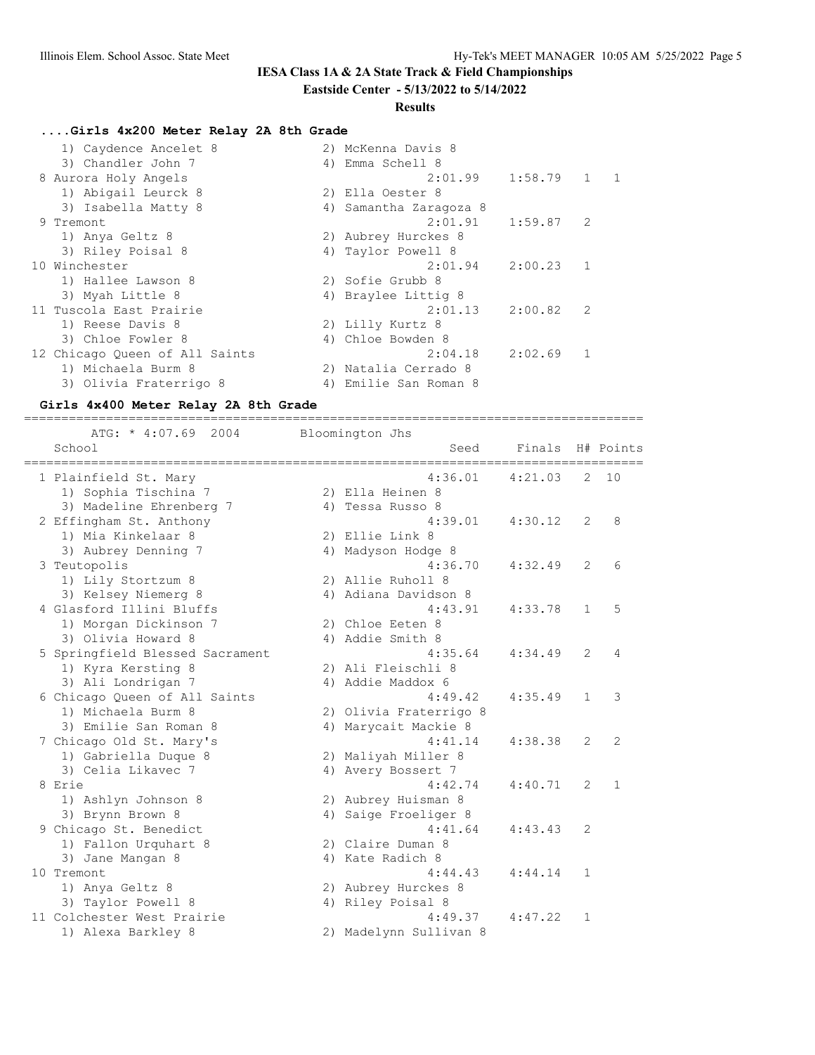# IESA Class 1A & 2A State Track & Field Championships

**Eastside Center - 5/13/2022 to 5/14/2022**

**Results**

### ....Girls 4x200 Meter Relay 2A 8th Grade

| School | Seed | Finals | H# | Points |
|---|---|---|---|---|
| 1) Caydence Ancelet 8 — 2) McKenna Davis 8 | | | | |
| 3) Chandler John 7 — 4) Emma Schell 8 | | | | |
| 8 Aurora Holy Angels | 2:01.99 | 1:58.79 | 1 | 1 |
| 1) Abigail Leurck 8 — 2) Ella Oester 8 | | | | |
| 3) Isabella Matty 8 — 4) Samantha Zaragoza 8 | | | | |
| 9 Tremont | 2:01.91 | 1:59.87 | 2 | |
| 1) Anya Geltz 8 — 2) Aubrey Hurckes 8 | | | | |
| 3) Riley Poisal 8 — 4) Taylor Powell 8 | | | | |
| 10 Winchester | 2:01.94 | 2:00.23 | 1 | |
| 1) Hallee Lawson 8 — 2) Sofie Grubb 8 | | | | |
| 3) Myah Little 8 — 4) Braylee Littig 8 | | | | |
| 11 Tuscola East Prairie | 2:01.13 | 2:00.82 | 2 | |
| 1) Reese Davis 8 — 2) Lilly Kurtz 8 | | | | |
| 3) Chloe Fowler 8 — 4) Chloe Bowden 8 | | | | |
| 12 Chicago Queen of All Saints | 2:04.18 | 2:02.69 | 1 | |
| 1) Michaela Burm 8 — 2) Natalia Cerrado 8 | | | | |
| 3) Olivia Fraterrigo 8 — 4) Emilie San Roman 8 | | | | |

### Girls 4x400 Meter Relay 2A 8th Grade

ATG: * 4:07.69 2004 Bloomington Jhs

| School | Seed | Finals | H# | Points |
|---|---|---|---|---|
| 1 Plainfield St. Mary | 4:36.01 | 4:21.03 | 2 | 10 |
| 1) Sophia Tischina 7 — 2) Ella Heinen 8 | | | | |
| 3) Madeline Ehrenberg 7 — 4) Tessa Russo 8 | | | | |
| 2 Effingham St. Anthony | 4:39.01 | 4:30.12 | 2 | 8 |
| 1) Mia Kinkelaar 8 — 2) Ellie Link 8 | | | | |
| 3) Aubrey Denning 7 — 4) Madyson Hodge 8 | | | | |
| 3 Teutopolis | 4:36.70 | 4:32.49 | 2 | 6 |
| 1) Lily Stortzum 8 — 2) Allie Ruholl 8 | | | | |
| 3) Kelsey Niemerg 8 — 4) Adiana Davidson 8 | | | | |
| 4 Glasford Illini Bluffs | 4:43.91 | 4:33.78 | 1 | 5 |
| 1) Morgan Dickinson 7 — 2) Chloe Eeten 8 | | | | |
| 3) Olivia Howard 8 — 4) Addie Smith 8 | | | | |
| 5 Springfield Blessed Sacrament | 4:35.64 | 4:34.49 | 2 | 4 |
| 1) Kyra Kersting 8 — 2) Ali Fleischli 8 | | | | |
| 3) Ali Londrigan 7 — 4) Addie Maddox 6 | | | | |
| 6 Chicago Queen of All Saints | 4:49.42 | 4:35.49 | 1 | 3 |
| 1) Michaela Burm 8 — 2) Olivia Fraterrigo 8 | | | | |
| 3) Emilie San Roman 8 — 4) Marycait Mackie 8 | | | | |
| 7 Chicago Old St. Mary's | 4:41.14 | 4:38.38 | 2 | 2 |
| 1) Gabriella Duque 8 — 2) Maliyah Miller 8 | | | | |
| 3) Celia Likavec 7 — 4) Avery Bossert 7 | | | | |
| 8 Erie | 4:42.74 | 4:40.71 | 2 | 1 |
| 1) Ashlyn Johnson 8 — 2) Aubrey Huisman 8 | | | | |
| 3) Brynn Brown 8 — 4) Saige Froeliger 8 | | | | |
| 9 Chicago St. Benedict | 4:41.64 | 4:43.43 | 2 | |
| 1) Fallon Urquhart 8 — 2) Claire Duman 8 | | | | |
| 3) Jane Mangan 8 — 4) Kate Radich 8 | | | | |
| 10 Tremont | 4:44.43 | 4:44.14 | 1 | |
| 1) Anya Geltz 8 — 2) Aubrey Hurckes 8 | | | | |
| 3) Taylor Powell 8 — 4) Riley Poisal 8 | | | | |
| 11 Colchester West Prairie | 4:49.37 | 4:47.22 | 1 | |
| 1) Alexa Barkley 8 — 2) Madelynn Sullivan 8 | | | | |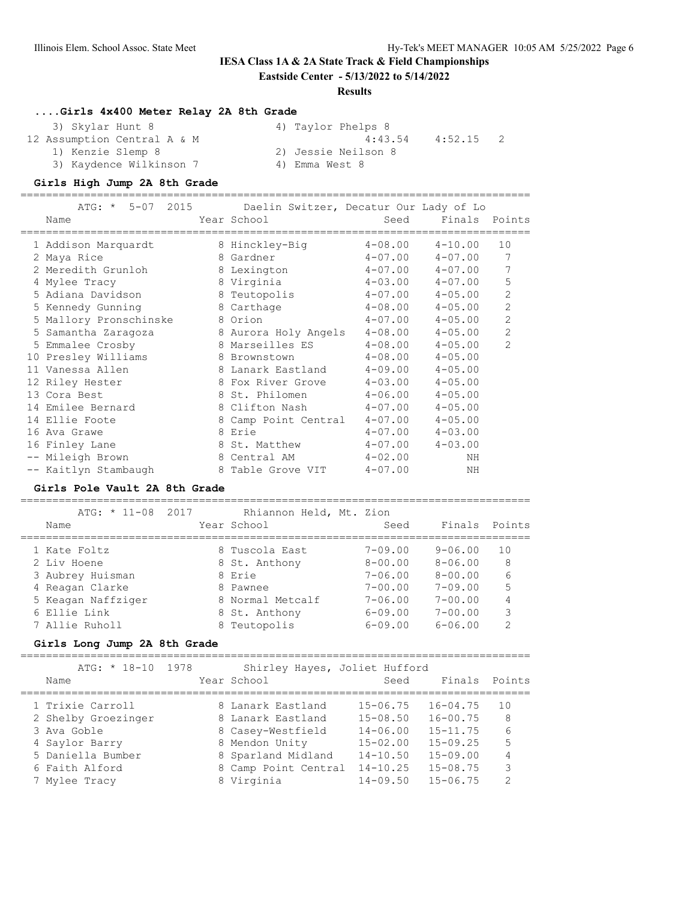**IESA Class 1A & 2A State Track & Field Championships**

**Eastside Center - 5/13/2022 to 5/14/2022**

**Results**

### ....Girls 4x400 Meter Relay 2A 8th Grade

3) Skylar Hunt 8 — 4) Taylor Phelps 8

12 Assumption Central A & M — 4:43.54 — 4:52.15 — 2

1) Kenzie Slemp 8 — 2) Jessie Neilson 8

3) Kaydence Wilkinson 7 — 4) Emma West 8

### Girls High Jump 2A 8th Grade

ATG: * 5-07 2015 Daelin Switzer, Decatur Our Lady of Lo

| | Name | Year | School | Seed | Finals | Points |
|---|---|---|---|---|---|---|
| 1 | Addison Marquardt | 8 | Hinckley-Big | 4-08.00 | 4-10.00 | 10 |
| 2 | Maya Rice | 8 | Gardner | 4-07.00 | 4-07.00 | 7 |
| 2 | Meredith Grunloh | 8 | Lexington | 4-07.00 | 4-07.00 | 7 |
| 4 | Mylee Tracy | 8 | Virginia | 4-03.00 | 4-07.00 | 5 |
| 5 | Adiana Davidson | 8 | Teutopolis | 4-07.00 | 4-05.00 | 2 |
| 5 | Kennedy Gunning | 8 | Carthage | 4-08.00 | 4-05.00 | 2 |
| 5 | Mallory Pronschinske | 8 | Orion | 4-07.00 | 4-05.00 | 2 |
| 5 | Samantha Zaragoza | 8 | Aurora Holy Angels | 4-08.00 | 4-05.00 | 2 |
| 5 | Emmalee Crosby | 8 | Marseilles ES | 4-08.00 | 4-05.00 | 2 |
| 10 | Presley Williams | 8 | Brownstown | 4-08.00 | 4-05.00 | |
| 11 | Vanessa Allen | 8 | Lanark Eastland | 4-09.00 | 4-05.00 | |
| 12 | Riley Hester | 8 | Fox River Grove | 4-03.00 | 4-05.00 | |
| 13 | Cora Best | 8 | St. Philomen | 4-06.00 | 4-05.00 | |
| 14 | Emilee Bernard | 8 | Clifton Nash | 4-07.00 | 4-05.00 | |
| 14 | Ellie Foote | 8 | Camp Point Central | 4-07.00 | 4-05.00 | |
| 16 | Ava Grawe | 8 | Erie | 4-07.00 | 4-03.00 | |
| 16 | Finley Lane | 8 | St. Matthew | 4-07.00 | 4-03.00 | |
| -- | Mileigh Brown | 8 | Central AM | 4-02.00 | NH | |
| -- | Kaitlyn Stambaugh | 8 | Table Grove VIT | 4-07.00 | NH | |

### Girls Pole Vault 2A 8th Grade

ATG: * 11-08 2017 Rhiannon Held, Mt. Zion

| | Name | Year | School | Seed | Finals | Points |
|---|---|---|---|---|---|---|
| 1 | Kate Foltz | 8 | Tuscola East | 7-09.00 | 9-06.00 | 10 |
| 2 | Liv Hoene | 8 | St. Anthony | 8-00.00 | 8-06.00 | 8 |
| 3 | Aubrey Huisman | 8 | Erie | 7-06.00 | 8-00.00 | 6 |
| 4 | Reagan Clarke | 8 | Pawnee | 7-00.00 | 7-09.00 | 5 |
| 5 | Keagan Naffziger | 8 | Normal Metcalf | 7-06.00 | 7-00.00 | 4 |
| 6 | Ellie Link | 8 | St. Anthony | 6-09.00 | 7-00.00 | 3 |
| 7 | Allie Ruholl | 8 | Teutopolis | 6-09.00 | 6-06.00 | 2 |

### Girls Long Jump 2A 8th Grade

ATG: * 18-10 1978 Shirley Hayes, Joliet Hufford

| | Name | Year | School | Seed | Finals | Points |
|---|---|---|---|---|---|---|
| 1 | Trixie Carroll | 8 | Lanark Eastland | 15-06.75 | 16-04.75 | 10 |
| 2 | Shelby Groezinger | 8 | Lanark Eastland | 15-08.50 | 16-00.75 | 8 |
| 3 | Ava Goble | 8 | Casey-Westfield | 14-06.00 | 15-11.75 | 6 |
| 4 | Saylor Barry | 8 | Mendon Unity | 15-02.00 | 15-09.25 | 5 |
| 5 | Daniella Bumber | 8 | Sparland Midland | 14-10.50 | 15-09.00 | 4 |
| 6 | Faith Alford | 8 | Camp Point Central | 14-10.25 | 15-08.75 | 3 |
| 7 | Mylee Tracy | 8 | Virginia | 14-09.50 | 15-06.75 | 2 |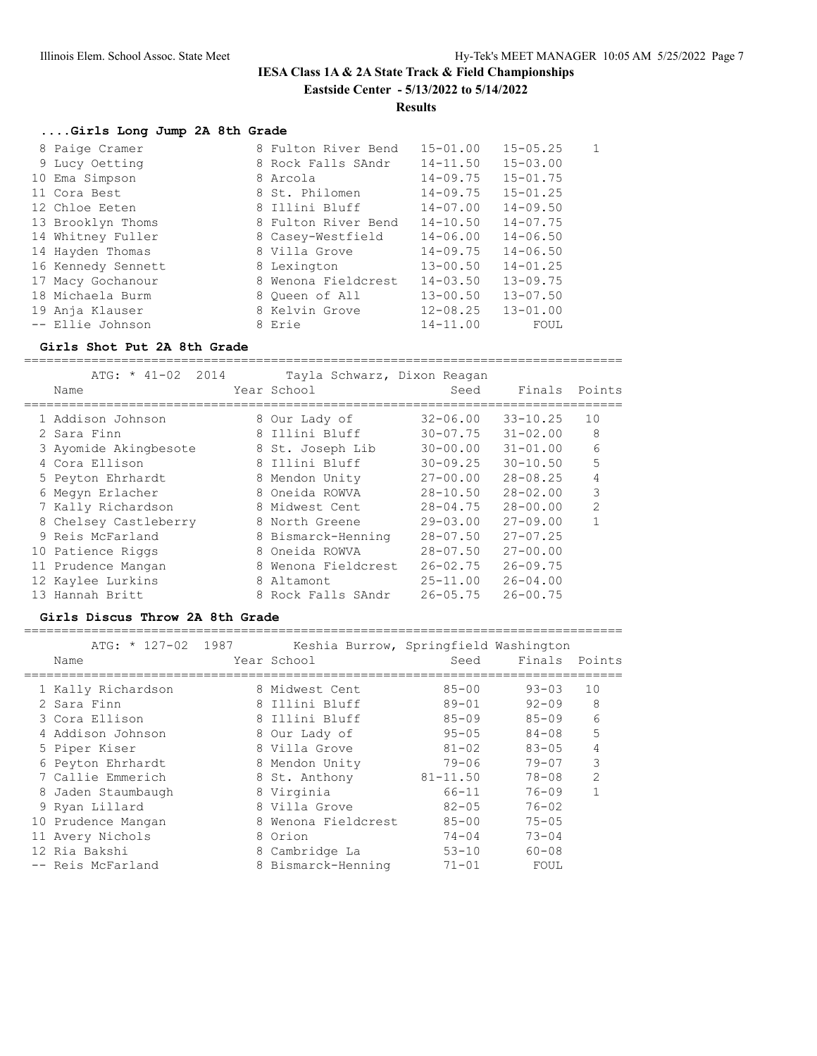# IESA Class 1A & 2A State Track & Field Championships

**Eastside Center - 5/13/2022 to 5/14/2022**

**Results**

### ....Girls Long Jump 2A 8th Grade

| Place | Name | Year | School | Seed | Finals | Points |
|---|---|---|---|---|---|---|
| 8 | Paige Cramer | 8 | Fulton River Bend | 15-01.00 | 15-05.25 | 1 |
| 9 | Lucy Oetting | 8 | Rock Falls SAndr | 14-11.50 | 15-03.00 | |
| 10 | Ema Simpson | 8 | Arcola | 14-09.75 | 15-01.75 | |
| 11 | Cora Best | 8 | St. Philomen | 14-09.75 | 15-01.25 | |
| 12 | Chloe Eeten | 8 | Illini Bluff | 14-07.00 | 14-09.50 | |
| 13 | Brooklyn Thoms | 8 | Fulton River Bend | 14-10.50 | 14-07.75 | |
| 14 | Whitney Fuller | 8 | Casey-Westfield | 14-06.00 | 14-06.50 | |
| 14 | Hayden Thomas | 8 | Villa Grove | 14-09.75 | 14-06.50 | |
| 16 | Kennedy Sennett | 8 | Lexington | 13-00.50 | 14-01.25 | |
| 17 | Macy Gochanour | 8 | Wenona Fieldcrest | 14-03.50 | 13-09.75 | |
| 18 | Michaela Burm | 8 | Queen of All | 13-00.50 | 13-07.50 | |
| 19 | Anja Klauser | 8 | Kelvin Grove | 12-08.25 | 13-01.00 | |
| -- | Ellie Johnson | 8 | Erie | 14-11.00 | FOUL | |

### Girls Shot Put 2A 8th Grade

ATG: * 41-02 2014 Tayla Schwarz, Dixon Reagan

| Place | Name | Year | School | Seed | Finals | Points |
|---|---|---|---|---|---|---|
| 1 | Addison Johnson | 8 | Our Lady of | 32-06.00 | 33-10.25 | 10 |
| 2 | Sara Finn | 8 | Illini Bluff | 30-07.75 | 31-02.00 | 8 |
| 3 | Ayomide Akingbesote | 8 | St. Joseph Lib | 30-00.00 | 31-01.00 | 6 |
| 4 | Cora Ellison | 8 | Illini Bluff | 30-09.25 | 30-10.50 | 5 |
| 5 | Peyton Ehrhardt | 8 | Mendon Unity | 27-00.00 | 28-08.25 | 4 |
| 6 | Megyn Erlacher | 8 | Oneida ROWVA | 28-10.50 | 28-02.00 | 3 |
| 7 | Kally Richardson | 8 | Midwest Cent | 28-04.75 | 28-00.00 | 2 |
| 8 | Chelsey Castleberry | 8 | North Greene | 29-03.00 | 27-09.00 | 1 |
| 9 | Reis McFarland | 8 | Bismarck-Henning | 28-07.50 | 27-07.25 | |
| 10 | Patience Riggs | 8 | Oneida ROWVA | 28-07.50 | 27-00.00 | |
| 11 | Prudence Mangan | 8 | Wenona Fieldcrest | 26-02.75 | 26-09.75 | |
| 12 | Kaylee Lurkins | 8 | Altamont | 25-11.00 | 26-04.00 | |
| 13 | Hannah Britt | 8 | Rock Falls SAndr | 26-05.75 | 26-00.75 | |

### Girls Discus Throw 2A 8th Grade

ATG: * 127-02 1987 Keshia Burrow, Springfield Washington

| Place | Name | Year | School | Seed | Finals | Points |
|---|---|---|---|---|---|---|
| 1 | Kally Richardson | 8 | Midwest Cent | 85-00 | 93-03 | 10 |
| 2 | Sara Finn | 8 | Illini Bluff | 89-01 | 92-09 | 8 |
| 3 | Cora Ellison | 8 | Illini Bluff | 85-09 | 85-09 | 6 |
| 4 | Addison Johnson | 8 | Our Lady of | 95-05 | 84-08 | 5 |
| 5 | Piper Kiser | 8 | Villa Grove | 81-02 | 83-05 | 4 |
| 6 | Peyton Ehrhardt | 8 | Mendon Unity | 79-06 | 79-07 | 3 |
| 7 | Callie Emmerich | 8 | St. Anthony | 81-11.50 | 78-08 | 2 |
| 8 | Jaden Staumbaugh | 8 | Virginia | 66-11 | 76-09 | 1 |
| 9 | Ryan Lillard | 8 | Villa Grove | 82-05 | 76-02 | |
| 10 | Prudence Mangan | 8 | Wenona Fieldcrest | 85-00 | 75-05 | |
| 11 | Avery Nichols | 8 | Orion | 74-04 | 73-04 | |
| 12 | Ria Bakshi | 8 | Cambridge La | 53-10 | 60-08 | |
| -- | Reis McFarland | 8 | Bismarck-Henning | 71-01 | FOUL | |